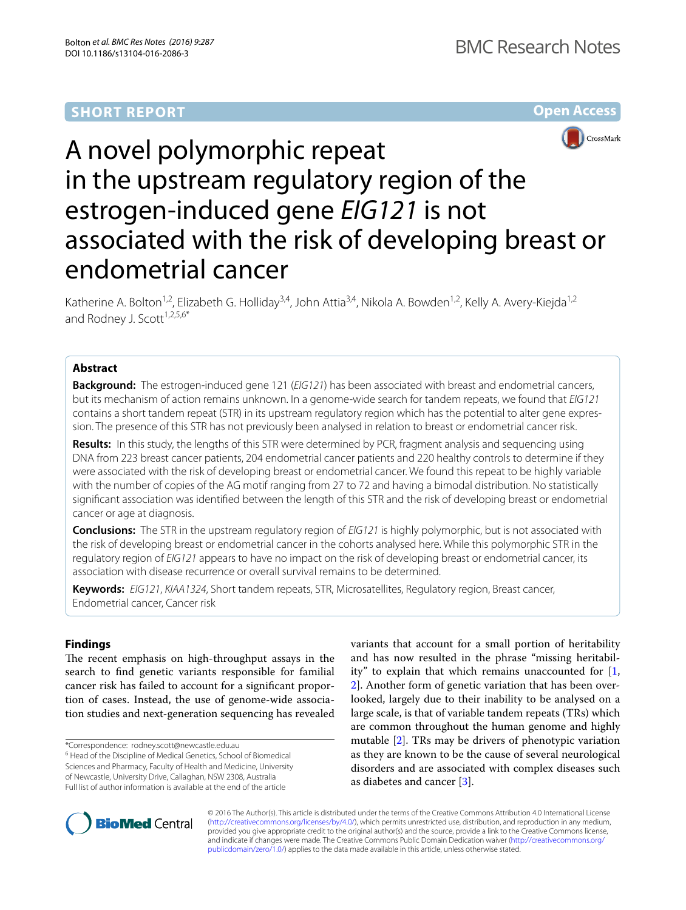SHORT REPORT

Open Access

# A novel polymorphic repeat in the upstream regulatory region of the estrogen-induced gene *EIG121* is not associated with the risk of developing breast or endometrial cancer

Katherine A. Bolton[1,2], Elizabeth G. Holliday[3,4], John Attia[3,4], Nikola A. Bowden[1,2], Kelly A. Avery-Kiejda[1,2] and Rodney J. Scott[1,2,5,6*]

## Abstract

**Background:** The estrogen-induced gene 121 (*EIG121*) has been associated with breast and endometrial cancers, but its mechanism of action remains unknown. In a genome-wide search for tandem repeats, we found that *EIG121* contains a short tandem repeat (STR) in its upstream regulatory region which has the potential to alter gene expression. The presence of this STR has not previously been analysed in relation to breast or endometrial cancer risk.

**Results:** In this study, the lengths of this STR were determined by PCR, fragment analysis and sequencing using DNA from 223 breast cancer patients, 204 endometrial cancer patients and 220 healthy controls to determine if they were associated with the risk of developing breast or endometrial cancer. We found this repeat to be highly variable with the number of copies of the AG motif ranging from 27 to 72 and having a bimodal distribution. No statistically significant association was identified between the length of this STR and the risk of developing breast or endometrial cancer or age at diagnosis.

**Conclusions:** The STR in the upstream regulatory region of *EIG121* is highly polymorphic, but is not associated with the risk of developing breast or endometrial cancer in the cohorts analysed here. While this polymorphic STR in the regulatory region of *EIG121* appears to have no impact on the risk of developing breast or endometrial cancer, its association with disease recurrence or overall survival remains to be determined.

**Keywords:** *EIG121*, *KIAA1324*, Short tandem repeats, STR, Microsatellites, Regulatory region, Breast cancer, Endometrial cancer, Cancer risk

## Findings

The recent emphasis on high-throughput assays in the search to find genetic variants responsible for familial cancer risk has failed to account for a significant proportion of cases. Instead, the use of genome-wide association studies and next-generation sequencing has revealed variants that account for a small portion of heritability and has now resulted in the phrase "missing heritability" to explain that which remains unaccounted for [1, 2]. Another form of genetic variation that has been overlooked, largely due to their inability to be analysed on a large scale, is that of variable tandem repeats (TRs) which are common throughout the human genome and highly mutable [2]. TRs may be drivers of phenotypic variation as they are known to be the cause of several neurological disorders and are associated with complex diseases such as diabetes and cancer [3].

*Correspondence: rodney.scott@newcastle.edu.au
[6] Head of the Discipline of Medical Genetics, School of Biomedical Sciences and Pharmacy, Faculty of Health and Medicine, University of Newcastle, University Drive, Callaghan, NSW 2308, Australia
Full list of author information is available at the end of the article

© 2016 The Author(s). This article is distributed under the terms of the Creative Commons Attribution 4.0 International License (http://creativecommons.org/licenses/by/4.0/), which permits unrestricted use, distribution, and reproduction in any medium, provided you give appropriate credit to the original author(s) and the source, provide a link to the Creative Commons license, and indicate if changes were made. The Creative Commons Public Domain Dedication waiver (http://creativecommons.org/publicdomain/zero/1.0/) applies to the data made available in this article, unless otherwise stated.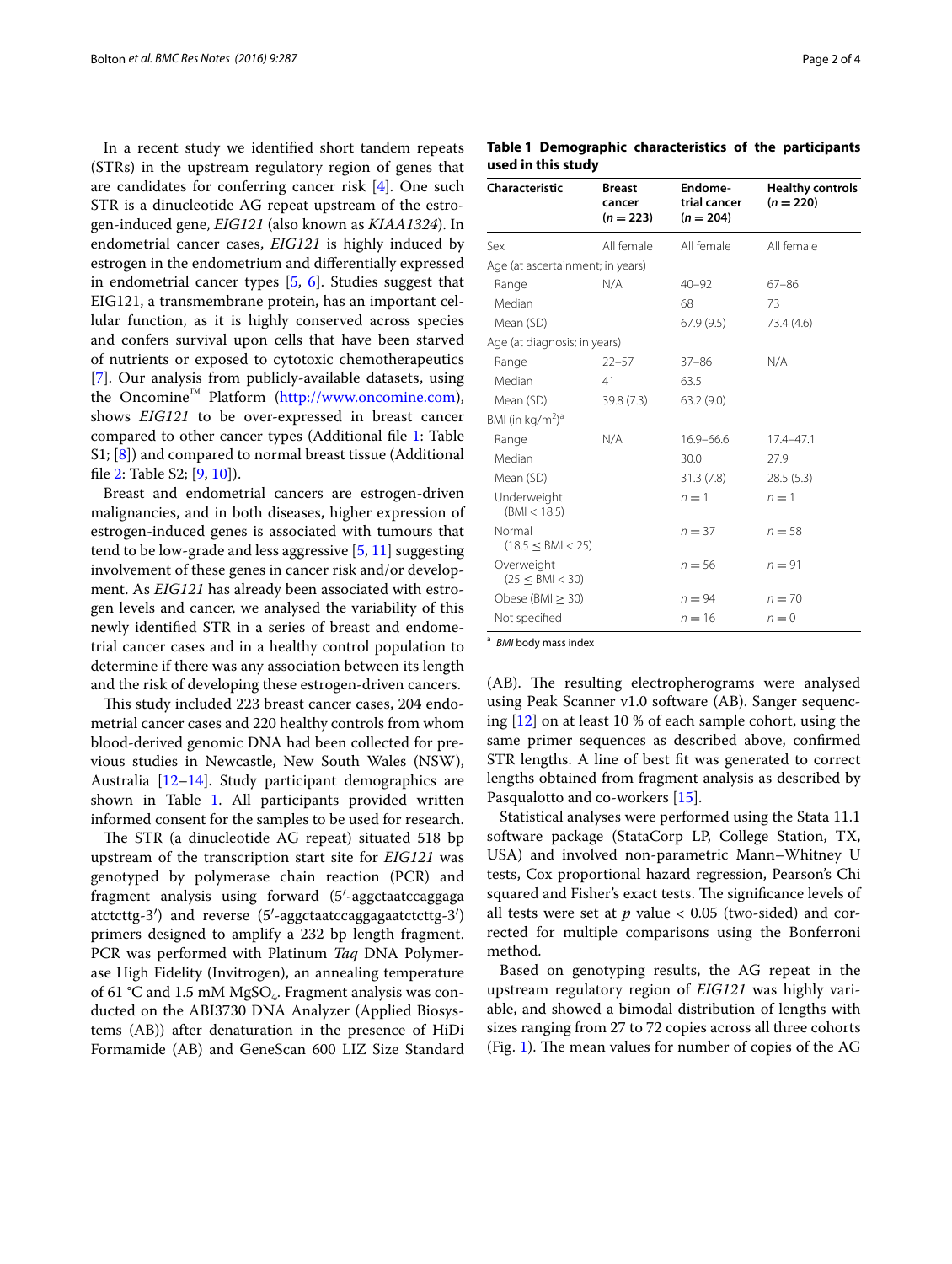In a recent study we identified short tandem repeats (STRs) in the upstream regulatory region of genes that are candidates for conferring cancer risk [4]. One such STR is a dinucleotide AG repeat upstream of the estrogen-induced gene, *EIG121* (also known as *KIAA1324*). In endometrial cancer cases, *EIG121* is highly induced by estrogen in the endometrium and differentially expressed in endometrial cancer types [5, 6]. Studies suggest that EIG121, a transmembrane protein, has an important cellular function, as it is highly conserved across species and confers survival upon cells that have been starved of nutrients or exposed to cytotoxic chemotherapeutics [7]. Our analysis from publicly-available datasets, using the Oncomine™ Platform (http://www.oncomine.com), shows *EIG121* to be over-expressed in breast cancer compared to other cancer types (Additional file 1: Table S1; [8]) and compared to normal breast tissue (Additional file 2: Table S2; [9, 10]).

Breast and endometrial cancers are estrogen-driven malignancies, and in both diseases, higher expression of estrogen-induced genes is associated with tumours that tend to be low-grade and less aggressive [5, 11] suggesting involvement of these genes in cancer risk and/or development. As *EIG121* has already been associated with estrogen levels and cancer, we analysed the variability of this newly identified STR in a series of breast and endometrial cancer cases and in a healthy control population to determine if there was any association between its length and the risk of developing these estrogen-driven cancers.

This study included 223 breast cancer cases, 204 endometrial cancer cases and 220 healthy controls from whom blood-derived genomic DNA had been collected for previous studies in Newcastle, New South Wales (NSW), Australia [12–14]. Study participant demographics are shown in Table 1. All participants provided written informed consent for the samples to be used for research.

The STR (a dinucleotide AG repeat) situated 518 bp upstream of the transcription start site for *EIG121* was genotyped by polymerase chain reaction (PCR) and fragment analysis using forward (5′-aggctaatccaggaga atctcttg-3′) and reverse (5′-aggctaatccaggagaatctcttg-3′) primers designed to amplify a 232 bp length fragment. PCR was performed with Platinum *Taq* DNA Polymerase High Fidelity (Invitrogen), an annealing temperature of 61 °C and 1.5 mM $MgSO_4$. Fragment analysis was conducted on the ABI3730 DNA Analyzer (Applied Biosystems (AB)) after denaturation in the presence of HiDi Formamide (AB) and GeneScan 600 LIZ Size Standard (AB). The resulting electropherograms were analysed using Peak Scanner v1.0 software (AB). Sanger sequencing [12] on at least 10 % of each sample cohort, using the same primer sequences as described above, confirmed STR lengths. A line of best fit was generated to correct lengths obtained from fragment analysis as described by Pasqualotto and co-workers [15].

**Table 1 Demographic characteristics of the participants used in this study**

| Characteristic | Breast cancer ($n = 223$) | Endometrial cancer ($n = 204$) | Healthy controls ($n = 220$) |
|---|---|---|---|
| Sex | All female | All female | All female |
| Age (at ascertainment; in years) | | | |
| Range | N/A | 40–92 | 67–86 |
| Median | | 68 | 73 |
| Mean (SD) | | 67.9 (9.5) | 73.4 (4.6) |
| Age (at diagnosis; in years) | | | |
| Range | 22–57 | 37–86 | N/A |
| Median | 41 | 63.5 | |
| Mean (SD) | 39.8 (7.3) | 63.2 (9.0) | |
| BMI (in kg/m$^2$)[a] | | | |
| Range | N/A | 16.9–66.6 | 17.4–47.1 |
| Median | | 30.0 | 27.9 |
| Mean (SD) | | 31.3 (7.8) | 28.5 (5.3) |
| Underweight (BMI < 18.5) | | $n = 1$ | $n = 1$ |
| Normal (18.5 ≤ BMI < 25) | | $n = 37$ | $n = 58$ |
| Overweight (25 ≤ BMI < 30) | | $n = 56$ | $n = 91$ |
| Obese (BMI ≥ 30) | | $n = 94$ | $n = 70$ |
| Not specified | | $n = 16$ | $n = 0$ |

[a] *BMI* body mass index

Statistical analyses were performed using the Stata 11.1 software package (StataCorp LP, College Station, TX, USA) and involved non-parametric Mann–Whitney U tests, Cox proportional hazard regression, Pearson's Chi squared and Fisher's exact tests. The significance levels of all tests were set at $p$ value < 0.05 (two-sided) and corrected for multiple comparisons using the Bonferroni method.

Based on genotyping results, the AG repeat in the upstream regulatory region of *EIG121* was highly variable, and showed a bimodal distribution of lengths with sizes ranging from 27 to 72 copies across all three cohorts (Fig. 1). The mean values for number of copies of the AG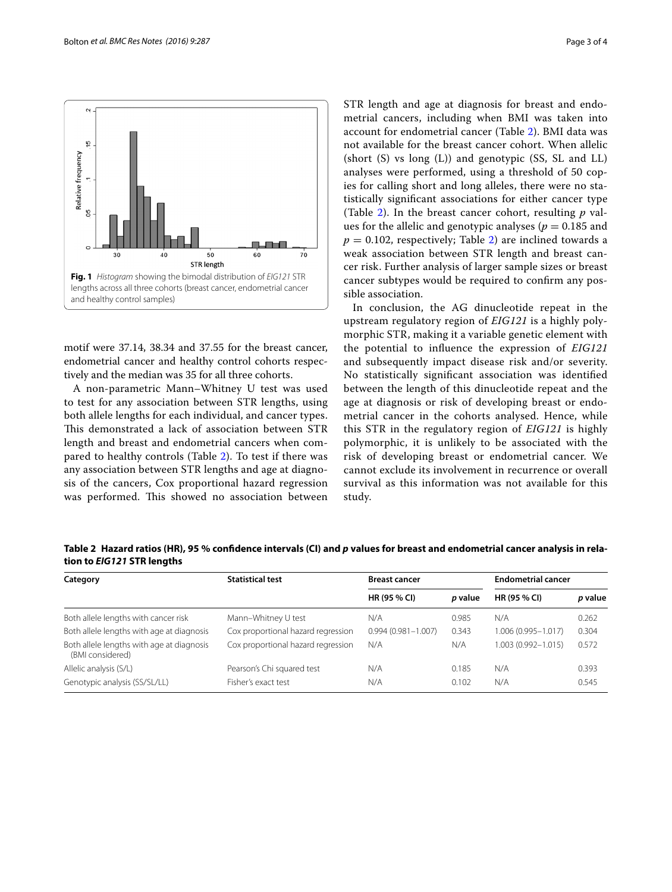**Fig. 1** *Histogram* showing the bimodal distribution of *EIG121* STR lengths across all three cohorts (breast cancer, endometrial cancer and healthy control samples)

motif were 37.14, 38.34 and 37.55 for the breast cancer, endometrial cancer and healthy control cohorts respectively and the median was 35 for all three cohorts.

A non-parametric Mann–Whitney U test was used to test for any association between STR lengths, using both allele lengths for each individual, and cancer types. This demonstrated a lack of association between STR length and breast and endometrial cancers when compared to healthy controls (Table 2). To test if there was any association between STR lengths and age at diagnosis of the cancers, Cox proportional hazard regression was performed. This showed no association between STR length and age at diagnosis for breast and endometrial cancers, including when BMI was taken into account for endometrial cancer (Table 2). BMI data was not available for the breast cancer cohort. When allelic (short (S) vs long (L)) and genotypic (SS, SL and LL) analyses were performed, using a threshold of 50 copies for calling short and long alleles, there were no statistically significant associations for either cancer type (Table 2). In the breast cancer cohort, resulting $p$ values for the allelic and genotypic analyses ($p = 0.185$ and $p = 0.102$, respectively; Table 2) are inclined towards a weak association between STR length and breast cancer risk. Further analysis of larger sample sizes or breast cancer subtypes would be required to confirm any possible association.

In conclusion, the AG dinucleotide repeat in the upstream regulatory region of *EIG121* is a highly polymorphic STR, making it a variable genetic element with the potential to influence the expression of *EIG121* and subsequently impact disease risk and/or severity. No statistically significant association was identified between the length of this dinucleotide repeat and the age at diagnosis or risk of developing breast or endometrial cancer in the cohorts analysed. Hence, while this STR in the regulatory region of *EIG121* is highly polymorphic, it is unlikely to be associated with the risk of developing breast or endometrial cancer. We cannot exclude its involvement in recurrence or overall survival as this information was not available for this study.

**Table 2 Hazard ratios (HR), 95 % confidence intervals (CI) and *p* values for breast and endometrial cancer analysis in relation to *EIG121* STR lengths**

| Category | Statistical test | Breast cancer | | Endometrial cancer | |
|---|---|---|---|---|---|
| | | HR (95 % CI) | *p* value | HR (95 % CI) | *p* value |
| Both allele lengths with cancer risk | Mann–Whitney U test | N/A | 0.985 | N/A | 0.262 |
| Both allele lengths with age at diagnosis | Cox proportional hazard regression | 0.994 (0.981–1.007) | 0.343 | 1.006 (0.995–1.017) | 0.304 |
| Both allele lengths with age at diagnosis (BMI considered) | Cox proportional hazard regression | N/A | N/A | 1.003 (0.992–1.015) | 0.572 |
| Allelic analysis (S/L) | Pearson's Chi squared test | N/A | 0.185 | N/A | 0.393 |
| Genotypic analysis (SS/SL/LL) | Fisher's exact test | N/A | 0.102 | N/A | 0.545 |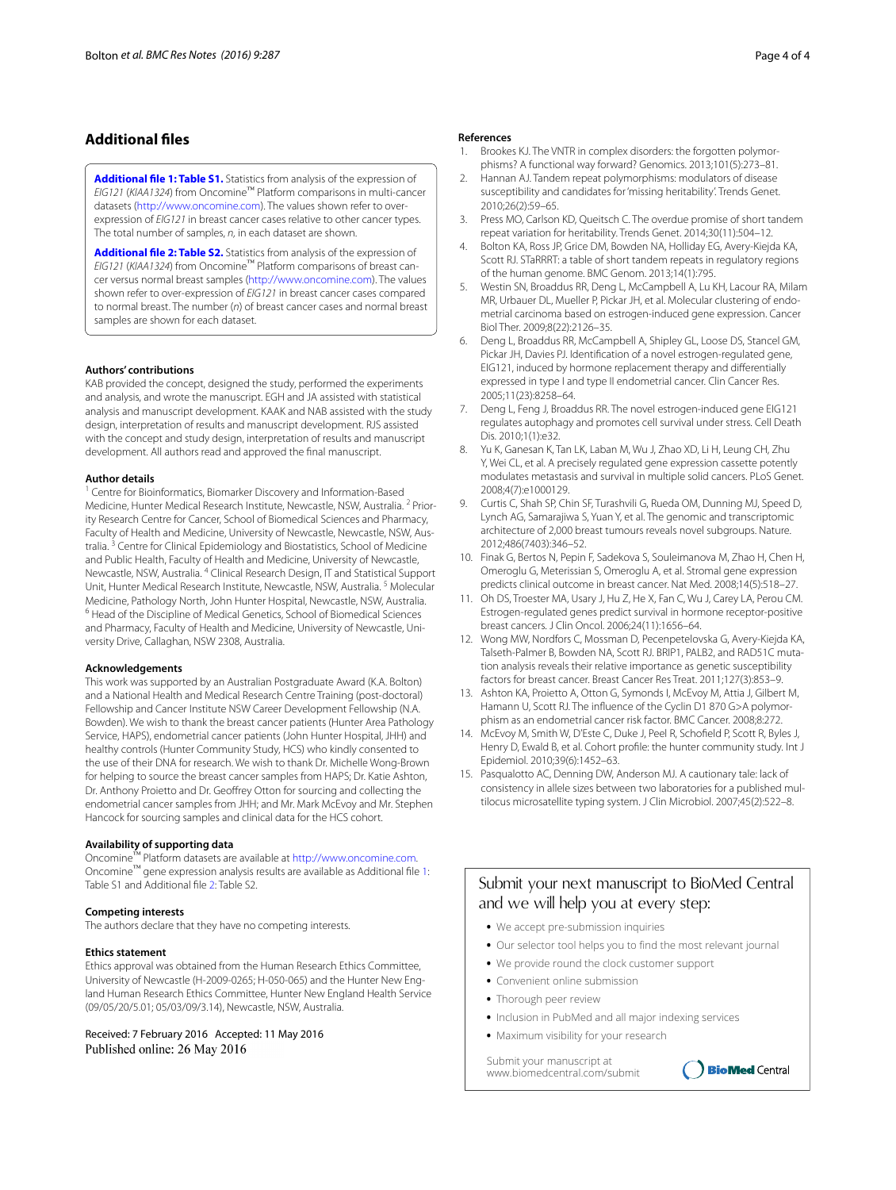## Additional files

**Additional file 1: Table S1.** Statistics from analysis of the expression of *EIG121* (*KIAA1324*) from Oncomine™ Platform comparisons in multi-cancer datasets (http://www.oncomine.com). The values shown refer to over-expression of *EIG121* in breast cancer cases relative to other cancer types. The total number of samples, *n*, in each dataset are shown.

**Additional file 2: Table S2.** Statistics from analysis of the expression of *EIG121* (*KIAA1324*) from Oncomine™ Platform comparisons of breast cancer versus normal breast samples (http://www.oncomine.com). The values shown refer to over-expression of *EIG121* in breast cancer cases compared to normal breast. The number (*n*) of breast cancer cases and normal breast samples are shown for each dataset.

### Authors' contributions

KAB provided the concept, designed the study, performed the experiments and analysis, and wrote the manuscript. EGH and JA assisted with statistical analysis and manuscript development. KAAK and NAB assisted with the study design, interpretation of results and manuscript development. RJS assisted with the concept and study design, interpretation of results and manuscript development. All authors read and approved the final manuscript.

### Author details

[1] Centre for Bioinformatics, Biomarker Discovery and Information-Based Medicine, Hunter Medical Research Institute, Newcastle, NSW, Australia. [2] Priority Research Centre for Cancer, School of Biomedical Sciences and Pharmacy, Faculty of Health and Medicine, University of Newcastle, Newcastle, NSW, Australia. [3] Centre for Clinical Epidemiology and Biostatistics, School of Medicine and Public Health, Faculty of Health and Medicine, University of Newcastle, Newcastle, NSW, Australia. [4] Clinical Research Design, IT and Statistical Support Unit, Hunter Medical Research Institute, Newcastle, NSW, Australia. [5] Molecular Medicine, Pathology North, John Hunter Hospital, Newcastle, NSW, Australia. [6] Head of the Discipline of Medical Genetics, School of Biomedical Sciences and Pharmacy, Faculty of Health and Medicine, University of Newcastle, University Drive, Callaghan, NSW 2308, Australia.

### Acknowledgements

This work was supported by an Australian Postgraduate Award (K.A. Bolton) and a National Health and Medical Research Centre Training (post-doctoral) Fellowship and Cancer Institute NSW Career Development Fellowship (N.A. Bowden). We wish to thank the breast cancer patients (Hunter Area Pathology Service, HAPS), endometrial cancer patients (John Hunter Hospital, JHH) and healthy controls (Hunter Community Study, HCS) who kindly consented to the use of their DNA for research. We wish to thank Dr. Michelle Wong-Brown for helping to source the breast cancer samples from HAPS; Dr. Katie Ashton, Dr. Anthony Proietto and Dr. Geoffrey Otton for sourcing and collecting the endometrial cancer samples from JHH; and Mr. Mark McEvoy and Mr. Stephen Hancock for sourcing samples and clinical data for the HCS cohort.

### Availability of supporting data

Oncomine™ Platform datasets are available at http://www.oncomine.com. Oncomine™ gene expression analysis results are available as Additional file 1: Table S1 and Additional file 2: Table S2.

### Competing interests

The authors declare that they have no competing interests.

### Ethics statement

Ethics approval was obtained from the Human Research Ethics Committee, University of Newcastle (H-2009-0265; H-050-065) and the Hunter New England Human Research Ethics Committee, Hunter New England Health Service (09/05/20/5.01; 05/03/09/3.14), Newcastle, NSW, Australia.

Received: 7 February 2016 Accepted: 11 May 2016
Published online: 26 May 2016

### References

1. Brookes KJ. The VNTR in complex disorders: the forgotten polymorphisms? A functional way forward? Genomics. 2013;101(5):273–81.
2. Hannan AJ. Tandem repeat polymorphisms: modulators of disease susceptibility and candidates for 'missing heritability'. Trends Genet. 2010;26(2):59–65.
3. Press MO, Carlson KD, Queitsch C. The overdue promise of short tandem repeat variation for heritability. Trends Genet. 2014;30(11):504–12.
4. Bolton KA, Ross JP, Grice DM, Bowden NA, Holliday EG, Avery-Kiejda KA, Scott RJ. STaRRRT: a table of short tandem repeats in regulatory regions of the human genome. BMC Genom. 2013;14(1):795.
5. Westin SN, Broaddus RR, Deng L, McCampbell A, Lu KH, Lacour RA, Milam MR, Urbauer DL, Mueller P, Pickar JH, et al. Molecular clustering of endometrial carcinoma based on estrogen-induced gene expression. Cancer Biol Ther. 2009;8(22):2126–35.
6. Deng L, Broaddus RR, McCampbell A, Shipley GL, Loose DS, Stancel GM, Pickar JH, Davies PJ. Identification of a novel estrogen-regulated gene, EIG121, induced by hormone replacement therapy and differentially expressed in type I and type II endometrial cancer. Clin Cancer Res. 2005;11(23):8258–64.
7. Deng L, Feng J, Broaddus RR. The novel estrogen-induced gene EIG121 regulates autophagy and promotes cell survival under stress. Cell Death Dis. 2010;1(1):e32.
8. Yu K, Ganesan K, Tan LK, Laban M, Wu J, Zhao XD, Li H, Leung CH, Zhu Y, Wei CL, et al. A precisely regulated gene expression cassette potently modulates metastasis and survival in multiple solid cancers. PLoS Genet. 2008;4(7):e1000129.
9. Curtis C, Shah SP, Chin SF, Turashvili G, Rueda OM, Dunning MJ, Speed D, Lynch AG, Samarajiwa S, Yuan Y, et al. The genomic and transcriptomic architecture of 2,000 breast tumours reveals novel subgroups. Nature. 2012;486(7403):346–52.
10. Finak G, Bertos N, Pepin F, Sadekova S, Souleimanova M, Zhao H, Chen H, Omeroglu G, Meterissian S, Omeroglu A, et al. Stromal gene expression predicts clinical outcome in breast cancer. Nat Med. 2008;14(5):518–27.
11. Oh DS, Troester MA, Usary J, Hu Z, He X, Fan C, Wu J, Carey LA, Perou CM. Estrogen-regulated genes predict survival in hormone receptor-positive breast cancers. J Clin Oncol. 2006;24(11):1656–64.
12. Wong MW, Nordfors C, Mossman D, Pecenpetelovska G, Avery-Kiejda KA, Talseth-Palmer B, Bowden NA, Scott RJ. BRIP1, PALB2, and RAD51C mutation analysis reveals their relative importance as genetic susceptibility factors for breast cancer. Breast Cancer Res Treat. 2011;127(3):853–9.
13. Ashton KA, Proietto A, Otton G, Symonds I, McEvoy M, Attia J, Gilbert M, Hamann U, Scott RJ. The influence of the Cyclin D1 870 G>A polymorphism as an endometrial cancer risk factor. BMC Cancer. 2008;8:272.
14. McEvoy M, Smith W, D'Este C, Duke J, Peel R, Schofield P, Scott R, Byles J, Henry D, Ewald B, et al. Cohort profile: the hunter community study. Int J Epidemiol. 2010;39(6):1452–63.
15. Pasqualotto AC, Denning DW, Anderson MJ. A cautionary tale: lack of consistency in allele sizes between two laboratories for a published multilocus microsatellite typing system. J Clin Microbiol. 2007;45(2):522–8.

Submit your next manuscript to BioMed Central and we will help you at every step:

- We accept pre-submission inquiries
- Our selector tool helps you to find the most relevant journal
- We provide round the clock customer support
- Convenient online submission
- Thorough peer review
- Inclusion in PubMed and all major indexing services
- Maximum visibility for your research

Submit your manuscript at www.biomedcentral.com/submit

BioMed Central